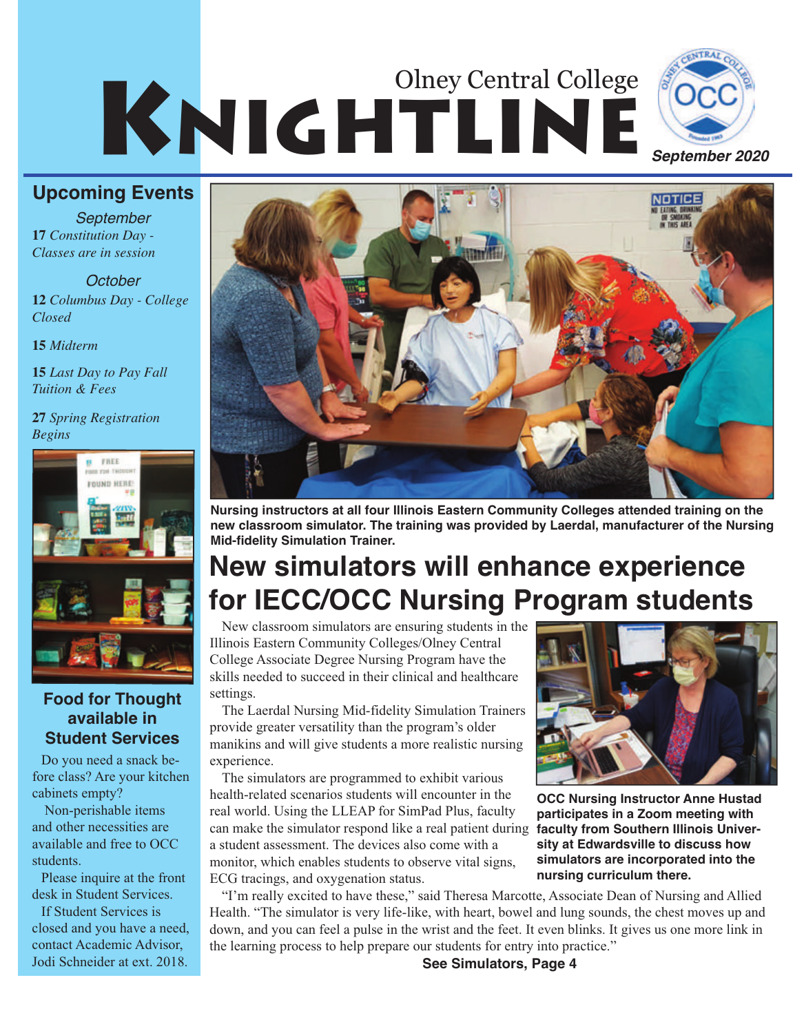# Olney Central College KNIGHTLINE

*September 2020*

## Upcoming Events

*September*

**17** *Constitution Day - Classes are in session*

*October*

**12** *Columbus Day - College Closed*

**15** *Midterm*

**15** *Last Day to Pay Fall Tuition & Fees*

**27** *Spring Registration Begins*

### Food for Thought available in Student Services

Do you need a snack before class? Are your kitchen cabinets empty?

Non-perishable items and other necessities are available and free to OCC students.

Please inquire at the front desk in Student Services.

If Student Services is closed and you have a need, contact Academic Advisor, Jodi Schneider at ext. 2018.

**Nursing instructors at all four Illinois Eastern Community Colleges attended training on the new classroom simulator. The training was provided by Laerdal, manufacturer of the Nursing Mid-fidelity Simulation Trainer.**

## New simulators will enhance experience for IECC/OCC Nursing Program students

New classroom simulators are ensuring students in the Illinois Eastern Community Colleges/Olney Central College Associate Degree Nursing Program have the skills needed to succeed in their clinical and healthcare settings.

The Laerdal Nursing Mid-fidelity Simulation Trainers provide greater versatility than the program's older manikins and will give students a more realistic nursing experience.

The simulators are programmed to exhibit various health-related scenarios students will encounter in the real world. Using the LLEAP for SimPad Plus, faculty can make the simulator respond like a real patient during a student assessment. The devices also come with a monitor, which enables students to observe vital signs, ECG tracings, and oxygenation status.

**OCC Nursing Instructor Anne Hustad participates in a Zoom meeting with faculty from Southern Illinois University at Edwardsville to discuss how simulators are incorporated into the nursing curriculum there.**

"I'm really excited to have these," said Theresa Marcotte, Associate Dean of Nursing and Allied Health. "The simulator is very life-like, with heart, bowel and lung sounds, the chest moves up and down, and you can feel a pulse in the wrist and the feet. It even blinks. It gives us one more link in the learning process to help prepare our students for entry into practice."

**See Simulators, Page 4**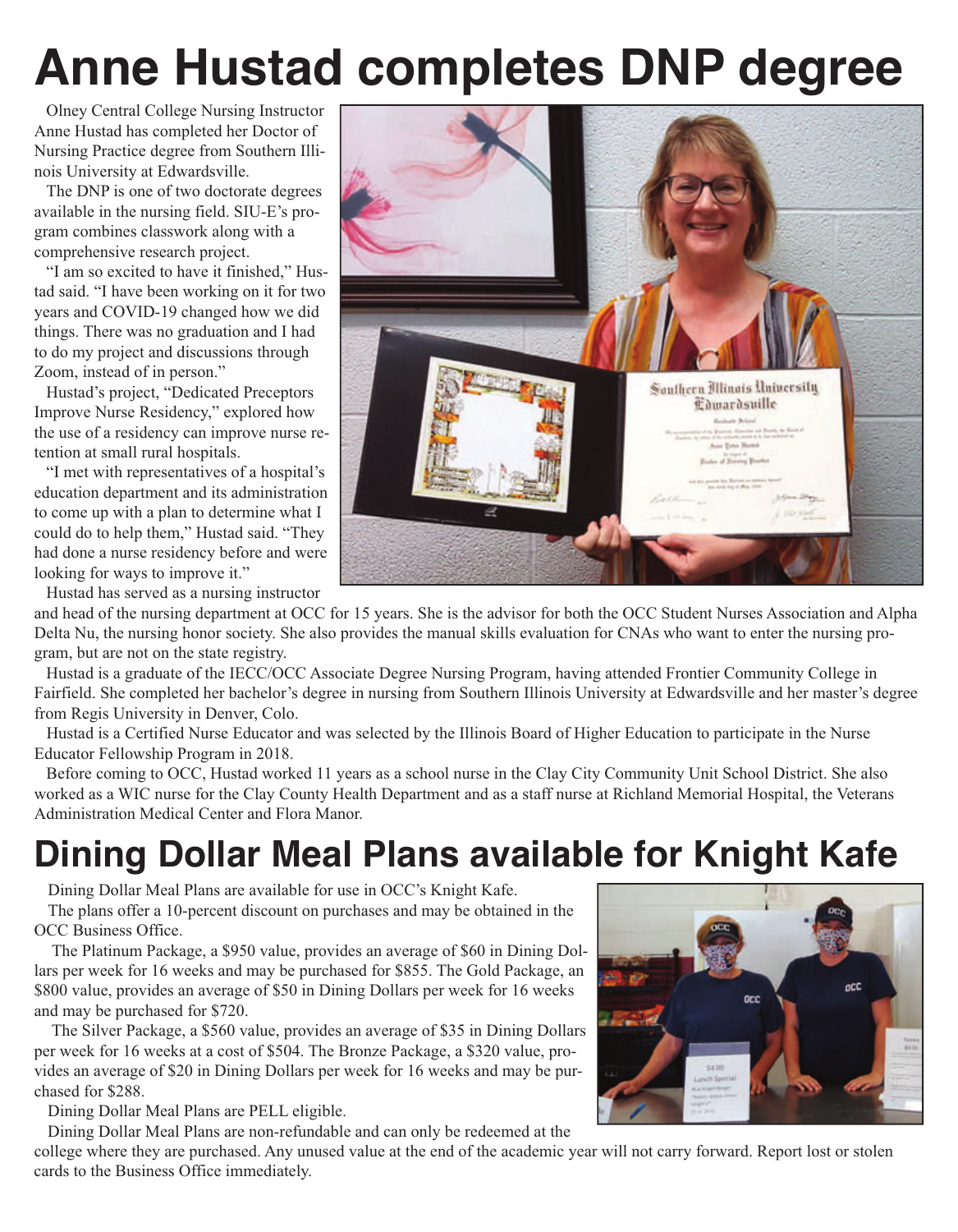# Anne Hustad completes DNP degree

Olney Central College Nursing Instructor Anne Hustad has completed her Doctor of Nursing Practice degree from Southern Illinois University at Edwardsville.

The DNP is one of two doctorate degrees available in the nursing field. SIU-E's program combines classwork along with a comprehensive research project.

"I am so excited to have it finished," Hustad said. "I have been working on it for two years and COVID-19 changed how we did things. There was no graduation and I had to do my project and discussions through Zoom, instead of in person."

Hustad's project, "Dedicated Preceptors Improve Nurse Residency," explored how the use of a residency can improve nurse retention at small rural hospitals.

"I met with representatives of a hospital's education department and its administration to come up with a plan to determine what I could do to help them," Hustad said. "They had done a nurse residency before and were looking for ways to improve it."

Hustad has served as a nursing instructor and head of the nursing department at OCC for 15 years. She is the advisor for both the OCC Student Nurses Association and Alpha Delta Nu, the nursing honor society. She also provides the manual skills evaluation for CNAs who want to enter the nursing program, but are not on the state registry.

Hustad is a graduate of the IECC/OCC Associate Degree Nursing Program, having attended Frontier Community College in Fairfield. She completed her bachelor's degree in nursing from Southern Illinois University at Edwardsville and her master's degree from Regis University in Denver, Colo.

Hustad is a Certified Nurse Educator and was selected by the Illinois Board of Higher Education to participate in the Nurse Educator Fellowship Program in 2018.

Before coming to OCC, Hustad worked 11 years as a school nurse in the Clay City Community Unit School District. She also worked as a WIC nurse for the Clay County Health Department and as a staff nurse at Richland Memorial Hospital, the Veterans Administration Medical Center and Flora Manor.

# Dining Dollar Meal Plans available for Knight Kafe

Dining Dollar Meal Plans are available for use in OCC's Knight Kafe.

The plans offer a 10-percent discount on purchases and may be obtained in the OCC Business Office.

The Platinum Package, a $950 value, provides an average of $60 in Dining Dollars per week for 16 weeks and may be purchased for $855. The Gold Package, an $800 value, provides an average of $50 in Dining Dollars per week for 16 weeks and may be purchased for $720.

The Silver Package, a $560 value, provides an average of $35 in Dining Dollars per week for 16 weeks at a cost of $504. The Bronze Package, a $320 value, provides an average of $20 in Dining Dollars per week for 16 weeks and may be purchased for $288.

Dining Dollar Meal Plans are PELL eligible.

Dining Dollar Meal Plans are non-refundable and can only be redeemed at the college where they are purchased. Any unused value at the end of the academic year will not carry forward. Report lost or stolen cards to the Business Office immediately.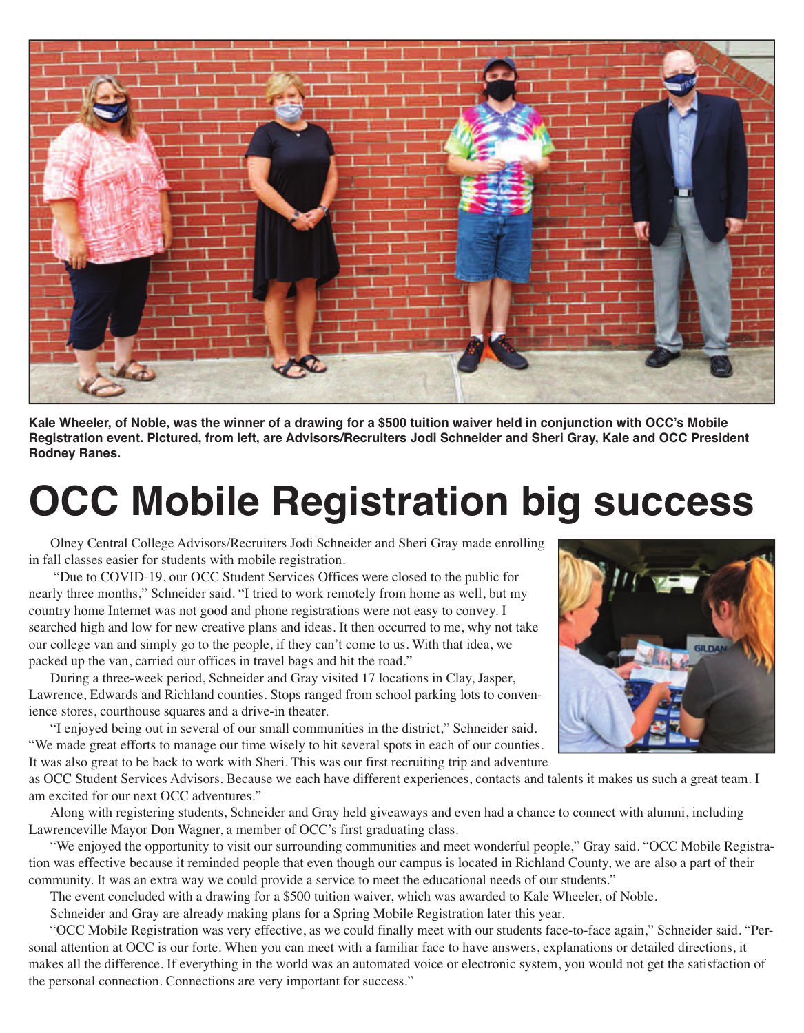**Kale Wheeler, of Noble, was the winner of a drawing for a $500 tuition waiver held in conjunction with OCC's Mobile Registration event. Pictured, from left, are Advisors/Recruiters Jodi Schneider and Sheri Gray, Kale and OCC President Rodney Ranes.**

# OCC Mobile Registration big success

Olney Central College Advisors/Recruiters Jodi Schneider and Sheri Gray made enrolling in fall classes easier for students with mobile registration.

"Due to COVID-19, our OCC Student Services Offices were closed to the public for nearly three months," Schneider said. "I tried to work remotely from home as well, but my country home Internet was not good and phone registrations were not easy to convey. I searched high and low for new creative plans and ideas. It then occurred to me, why not take our college van and simply go to the people, if they can't come to us. With that idea, we packed up the van, carried our offices in travel bags and hit the road."

During a three-week period, Schneider and Gray visited 17 locations in Clay, Jasper, Lawrence, Edwards and Richland counties. Stops ranged from school parking lots to convenience stores, courthouse squares and a drive-in theater.

"I enjoyed being out in several of our small communities in the district," Schneider said. "We made great efforts to manage our time wisely to hit several spots in each of our counties. It was also great to be back to work with Sheri. This was our first recruiting trip and adventure as OCC Student Services Advisors. Because we each have different experiences, contacts and talents it makes us such a great team. I am excited for our next OCC adventures."

Along with registering students, Schneider and Gray held giveaways and even had a chance to connect with alumni, including Lawrenceville Mayor Don Wagner, a member of OCC's first graduating class.

"We enjoyed the opportunity to visit our surrounding communities and meet wonderful people," Gray said. "OCC Mobile Registration was effective because it reminded people that even though our campus is located in Richland County, we are also a part of their community. It was an extra way we could provide a service to meet the educational needs of our students."

The event concluded with a drawing for a $500 tuition waiver, which was awarded to Kale Wheeler, of Noble.

Schneider and Gray are already making plans for a Spring Mobile Registration later this year.

"OCC Mobile Registration was very effective, as we could finally meet with our students face-to-face again," Schneider said. "Personal attention at OCC is our forte. When you can meet with a familiar face to have answers, explanations or detailed directions, it makes all the difference. If everything in the world was an automated voice or electronic system, you would not get the satisfaction of the personal connection. Connections are very important for success."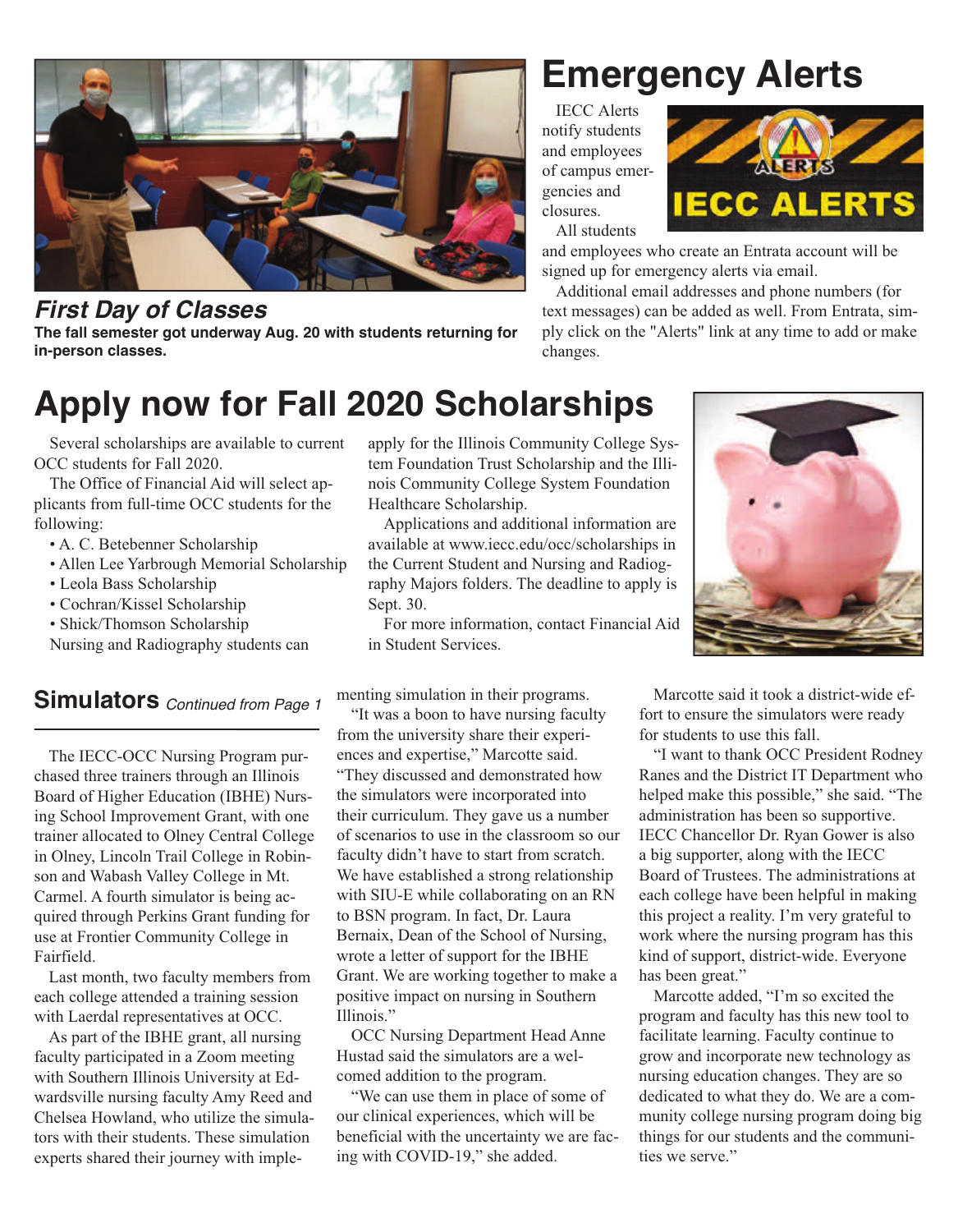***First Day of Classes***

**The fall semester got underway Aug. 20 with students returning for in-person classes.**

# Emergency Alerts

IECC Alerts notify students and employees of campus emergencies and closures.

All students and employees who create an Entrata account will be signed up for emergency alerts via email.

Additional email addresses and phone numbers (for text messages) can be added as well. From Entrata, simply click on the "Alerts" link at any time to add or make changes.

# Apply now for Fall 2020 Scholarships

Several scholarships are available to current OCC students for Fall 2020.

The Office of Financial Aid will select applicants from full-time OCC students for the following:

- A. C. Betebenner Scholarship
- Allen Lee Yarbrough Memorial Scholarship
- Leola Bass Scholarship
- Cochran/Kissel Scholarship
- Shick/Thomson Scholarship

Nursing and Radiography students can apply for the Illinois Community College System Foundation Trust Scholarship and the Illinois Community College System Foundation Healthcare Scholarship.

Applications and additional information are available at www.iecc.edu/occ/scholarships in the Current Student and Nursing and Radiography Majors folders. The deadline to apply is Sept. 30.

For more information, contact Financial Aid in Student Services.

## Simulators *Continued from Page 1*

The IECC-OCC Nursing Program purchased three trainers through an Illinois Board of Higher Education (IBHE) Nursing School Improvement Grant, with one trainer allocated to Olney Central College in Olney, Lincoln Trail College in Robinson and Wabash Valley College in Mt. Carmel. A fourth simulator is being acquired through Perkins Grant funding for use at Frontier Community College in Fairfield.

Last month, two faculty members from each college attended a training session with Laerdal representatives at OCC.

As part of the IBHE grant, all nursing faculty participated in a Zoom meeting with Southern Illinois University at Edwardsville nursing faculty Amy Reed and Chelsea Howland, who utilize the simulators with their students. These simulation experts shared their journey with implementing simulation in their programs.

"It was a boon to have nursing faculty from the university share their experiences and expertise," Marcotte said. "They discussed and demonstrated how the simulators were incorporated into their curriculum. They gave us a number of scenarios to use in the classroom so our faculty didn't have to start from scratch. We have established a strong relationship with SIU-E while collaborating on an RN to BSN program. In fact, Dr. Laura Bernaix, Dean of the School of Nursing, wrote a letter of support for the IBHE Grant. We are working together to make a positive impact on nursing in Southern Illinois."

OCC Nursing Department Head Anne Hustad said the simulators are a welcomed addition to the program.

"We can use them in place of some of our clinical experiences, which will be beneficial with the uncertainty we are facing with COVID-19," she added.

Marcotte said it took a district-wide effort to ensure the simulators were ready for students to use this fall.

"I want to thank OCC President Rodney Ranes and the District IT Department who helped make this possible," she said. "The administration has been so supportive. IECC Chancellor Dr. Ryan Gower is also a big supporter, along with the IECC Board of Trustees. The administrations at each college have been helpful in making this project a reality. I'm very grateful to work where the nursing program has this kind of support, district-wide. Everyone has been great."

Marcotte added, "I'm so excited the program and faculty has this new tool to facilitate learning. Faculty continue to grow and incorporate new technology as nursing education changes. They are so dedicated to what they do. We are a community college nursing program doing big things for our students and the communities we serve."